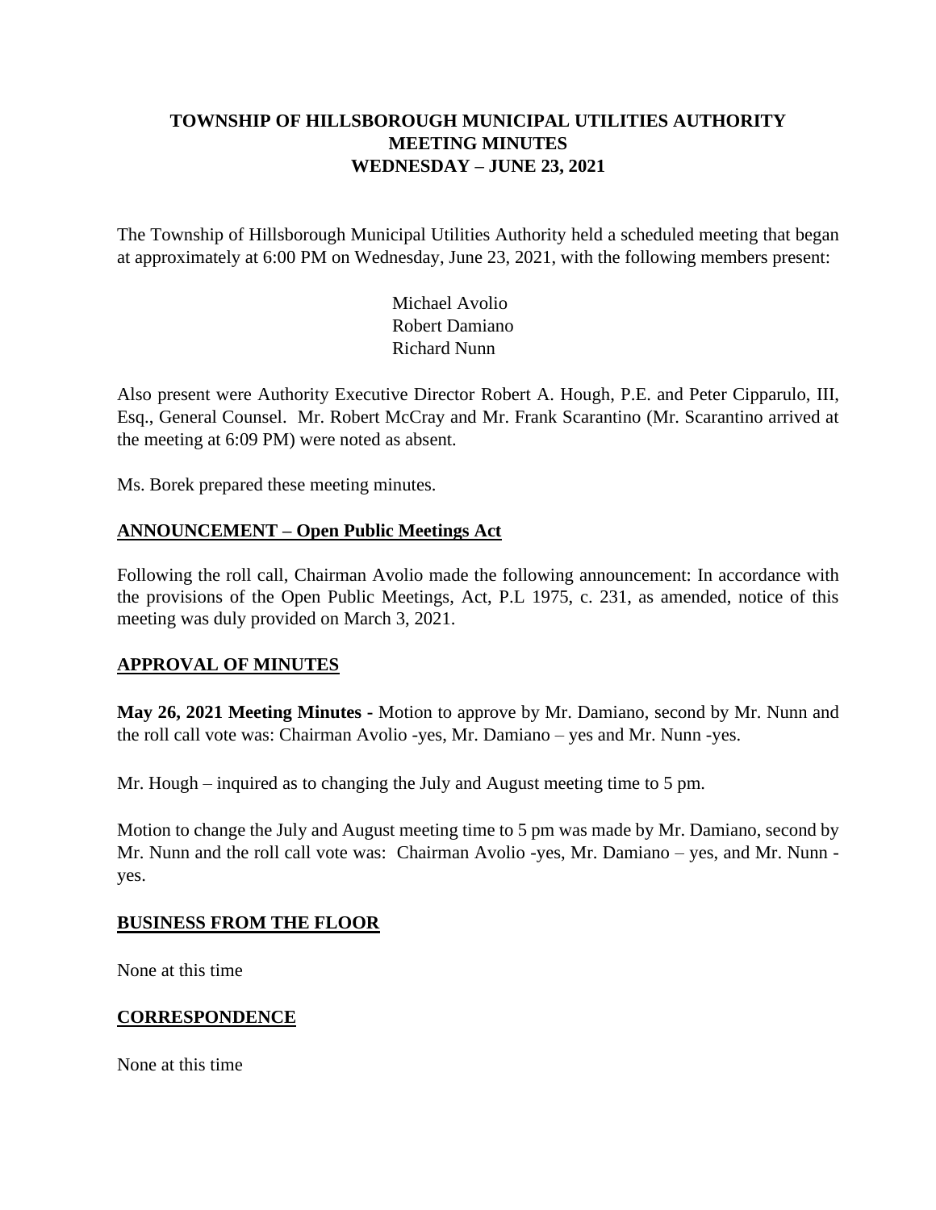# TOWNSHIP OF HILLSBOROUGH MUNICIPAL UTILITIES AUTHORITY
## MEETING MINUTES
## WEDNESDAY – JUNE 23, 2021

The Township of Hillsborough Municipal Utilities Authority held a scheduled meeting that began at approximately at 6:00 PM on Wednesday, June 23, 2021, with the following members present:

Michael Avolio
Robert Damiano
Richard Nunn

Also present were Authority Executive Director Robert A. Hough, P.E. and Peter Cipparulo, III, Esq., General Counsel. Mr. Robert McCray and Mr. Frank Scarantino (Mr. Scarantino arrived at the meeting at 6:09 PM) were noted as absent.

Ms. Borek prepared these meeting minutes.

## ANNOUNCEMENT – Open Public Meetings Act

Following the roll call, Chairman Avolio made the following announcement: In accordance with the provisions of the Open Public Meetings, Act, P.L 1975, c. 231, as amended, notice of this meeting was duly provided on March 3, 2021.

## APPROVAL OF MINUTES

**May 26, 2021 Meeting Minutes -** Motion to approve by Mr. Damiano, second by Mr. Nunn and the roll call vote was: Chairman Avolio -yes, Mr. Damiano – yes and Mr. Nunn -yes.

Mr. Hough – inquired as to changing the July and August meeting time to 5 pm.

Motion to change the July and August meeting time to 5 pm was made by Mr. Damiano, second by Mr. Nunn and the roll call vote was: Chairman Avolio -yes, Mr. Damiano – yes, and Mr. Nunn - yes.

## BUSINESS FROM THE FLOOR

None at this time

## CORRESPONDENCE

None at this time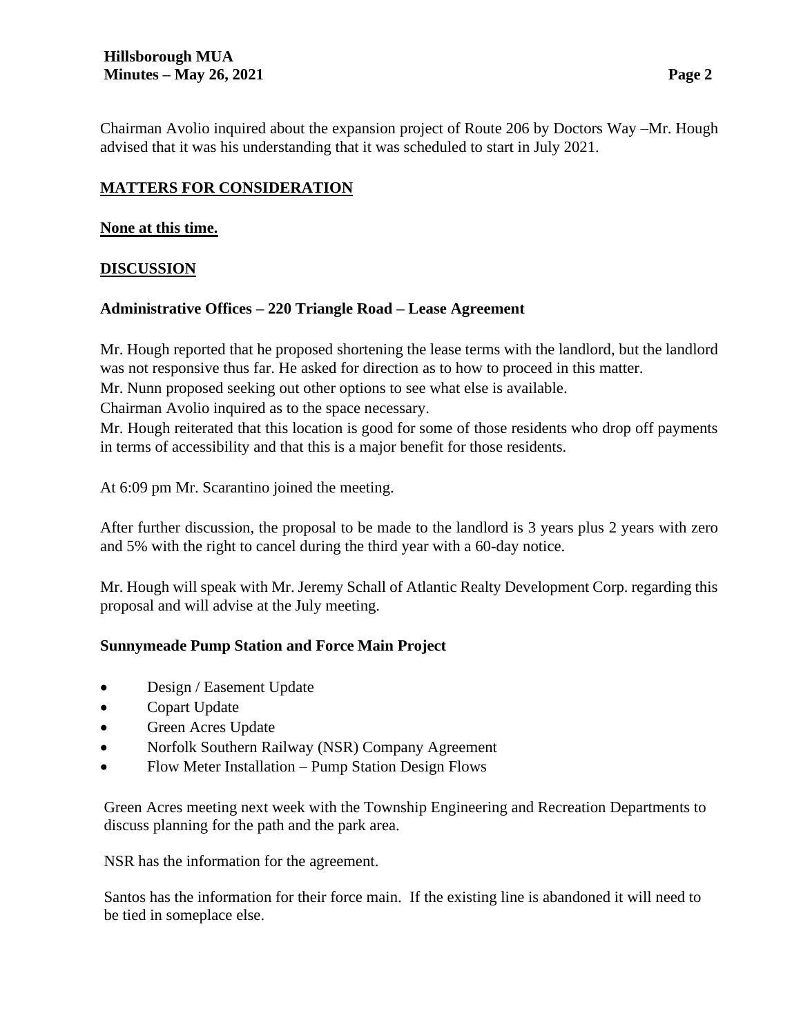Chairman Avolio inquired about the expansion project of Route 206 by Doctors Way –Mr. Hough advised that it was his understanding that it was scheduled to start in July 2021.

## **MATTERS FOR CONSIDERATION**

**None at this time.**

## **DISCUSSION**

### Administrative Offices – 220 Triangle Road – Lease Agreement

Mr. Hough reported that he proposed shortening the lease terms with the landlord, but the landlord was not responsive thus far. He asked for direction as to how to proceed in this matter.
Mr. Nunn proposed seeking out other options to see what else is available.
Chairman Avolio inquired as to the space necessary.
Mr. Hough reiterated that this location is good for some of those residents who drop off payments in terms of accessibility and that this is a major benefit for those residents.

At 6:09 pm Mr. Scarantino joined the meeting.

After further discussion, the proposal to be made to the landlord is 3 years plus 2 years with zero and 5% with the right to cancel during the third year with a 60-day notice.

Mr. Hough will speak with Mr. Jeremy Schall of Atlantic Realty Development Corp. regarding this proposal and will advise at the July meeting.

### Sunnymeade Pump Station and Force Main Project

- Design / Easement Update
- Copart Update
- Green Acres Update
- Norfolk Southern Railway (NSR) Company Agreement
- Flow Meter Installation – Pump Station Design Flows

Green Acres meeting next week with the Township Engineering and Recreation Departments to discuss planning for the path and the park area.

NSR has the information for the agreement.

Santos has the information for their force main. If the existing line is abandoned it will need to be tied in someplace else.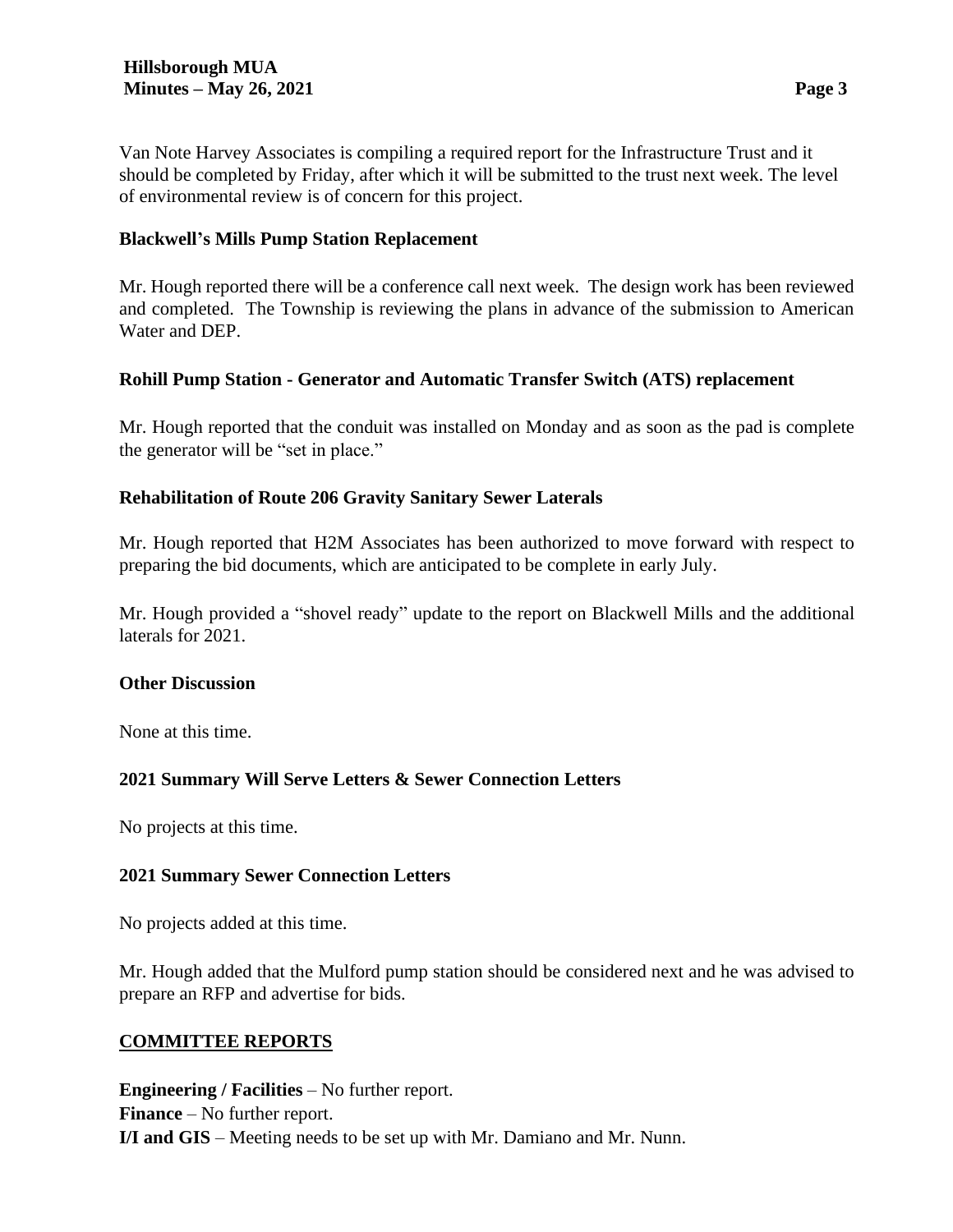Van Note Harvey Associates is compiling a required report for the Infrastructure Trust and it should be completed by Friday, after which it will be submitted to the trust next week. The level of environmental review is of concern for this project.

**Blackwell's Mills Pump Station Replacement**

Mr. Hough reported there will be a conference call next week. The design work has been reviewed and completed. The Township is reviewing the plans in advance of the submission to American Water and DEP.

**Rohill Pump Station - Generator and Automatic Transfer Switch (ATS) replacement**

Mr. Hough reported that the conduit was installed on Monday and as soon as the pad is complete the generator will be "set in place."

**Rehabilitation of Route 206 Gravity Sanitary Sewer Laterals**

Mr. Hough reported that H2M Associates has been authorized to move forward with respect to preparing the bid documents, which are anticipated to be complete in early July.

Mr. Hough provided a "shovel ready" update to the report on Blackwell Mills and the additional laterals for 2021.

**Other Discussion**

None at this time.

**2021 Summary Will Serve Letters & Sewer Connection Letters**

No projects at this time.

**2021 Summary Sewer Connection Letters**

No projects added at this time.

Mr. Hough added that the Mulford pump station should be considered next and he was advised to prepare an RFP and advertise for bids.

**COMMITTEE REPORTS**

**Engineering / Facilities** – No further report.
**Finance** – No further report.
**I/I and GIS** – Meeting needs to be set up with Mr. Damiano and Mr. Nunn.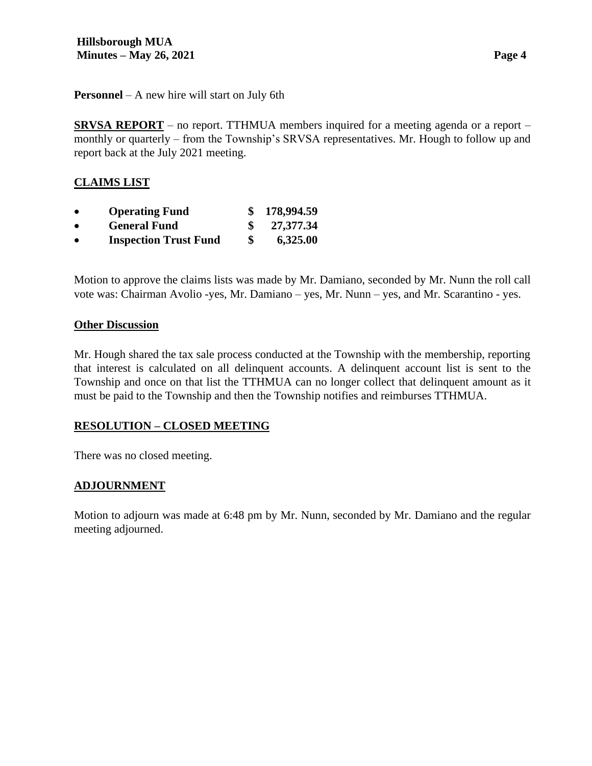**Personnel** – A new hire will start on July 6th

**SRVSA REPORT** – no report. TTHMUA members inquired for a meeting agenda or a report – monthly or quarterly – from the Township's SRVSA representatives. Mr. Hough to follow up and report back at the July 2021 meeting.

## CLAIMS LIST

- **Operating Fund** **$ 178,994.59**
- **General Fund** **$ 27,377.34**
- **Inspection Trust Fund** **$ 6,325.00**

Motion to approve the claims lists was made by Mr. Damiano, seconded by Mr. Nunn the roll call vote was: Chairman Avolio -yes, Mr. Damiano – yes, Mr. Nunn – yes, and Mr. Scarantino - yes.

## Other Discussion

Mr. Hough shared the tax sale process conducted at the Township with the membership, reporting that interest is calculated on all delinquent accounts. A delinquent account list is sent to the Township and once on that list the TTHMUA can no longer collect that delinquent amount as it must be paid to the Township and then the Township notifies and reimburses TTHMUA.

## RESOLUTION – CLOSED MEETING

There was no closed meeting.

## ADJOURNMENT

Motion to adjourn was made at 6:48 pm by Mr. Nunn, seconded by Mr. Damiano and the regular meeting adjourned.